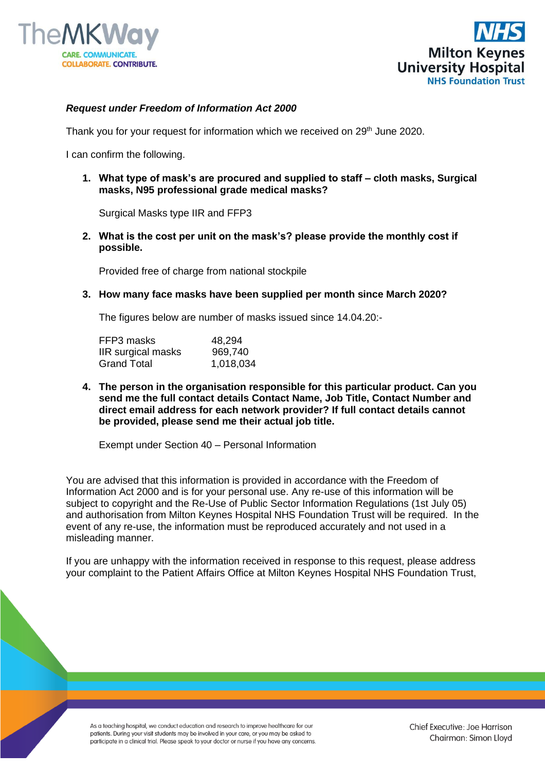***Request under Freedom of Information Act 2000***

Thank you for your request for information which we received on 29th June 2020.

I can confirm the following.

1. **What type of mask's are procured and supplied to staff – cloth masks, Surgical masks, N95 professional grade medical masks?**

   Surgical Masks type IIR and FFP3

2. **What is the cost per unit on the mask's? please provide the monthly cost if possible.**

   Provided free of charge from national stockpile

3. **How many face masks have been supplied per month since March 2020?**

   The figures below are number of masks issued since 14.04.20:-

   | | |
   |---|---|
   | FFP3 masks | 48,294 |
   | IIR surgical masks | 969,740 |
   | Grand Total | 1,018,034 |

4. **The person in the organisation responsible for this particular product. Can you send me the full contact details Contact Name, Job Title, Contact Number and direct email address for each network provider? If full contact details cannot be provided, please send me their actual job title.**

   Exempt under Section 40 – Personal Information

You are advised that this information is provided in accordance with the Freedom of Information Act 2000 and is for your personal use. Any re-use of this information will be subject to copyright and the Re-Use of Public Sector Information Regulations (1st July 05) and authorisation from Milton Keynes Hospital NHS Foundation Trust will be required. In the event of any re-use, the information must be reproduced accurately and not used in a misleading manner.

If you are unhappy with the information received in response to this request, please address your complaint to the Patient Affairs Office at Milton Keynes Hospital NHS Foundation Trust,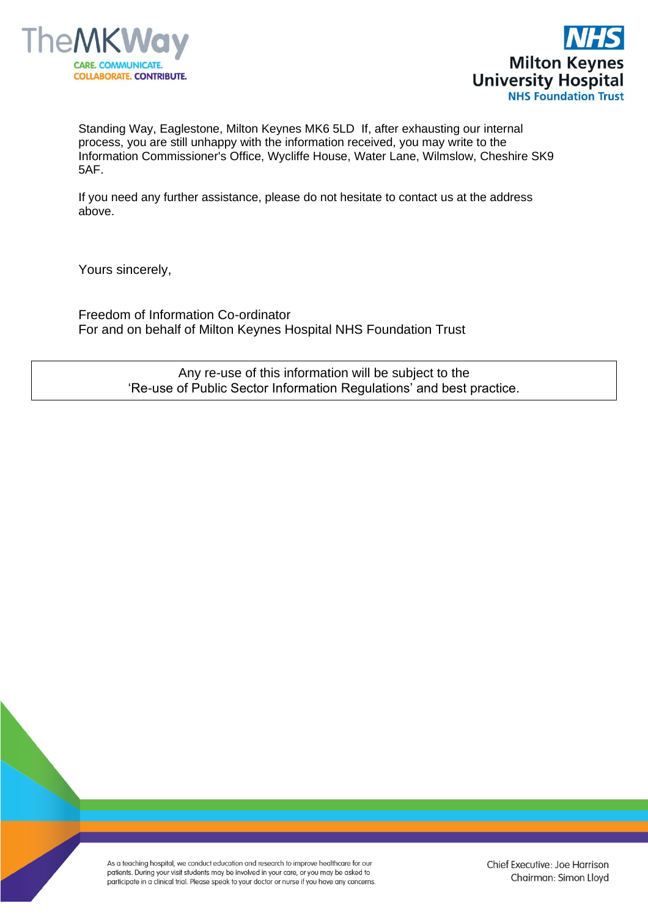Standing Way, Eaglestone, Milton Keynes MK6 5LD  If, after exhausting our internal process, you are still unhappy with the information received, you may write to the Information Commissioner's Office, Wycliffe House, Water Lane, Wilmslow, Cheshire SK9 5AF.

If you need any further assistance, please do not hesitate to contact us at the address above.

Yours sincerely,

Freedom of Information Co-ordinator
For and on behalf of Milton Keynes Hospital NHS Foundation Trust

Any re-use of this information will be subject to the 'Re-use of Public Sector Information Regulations' and best practice.

As a teaching hospital, we conduct education and research to improve healthcare for our patients. During your visit students may be involved in your care, or you may be asked to participate in a clinical trial. Please speak to your doctor or nurse if you have any concerns.

Chief Executive: Joe Harrison
Chairman: Simon Lloyd